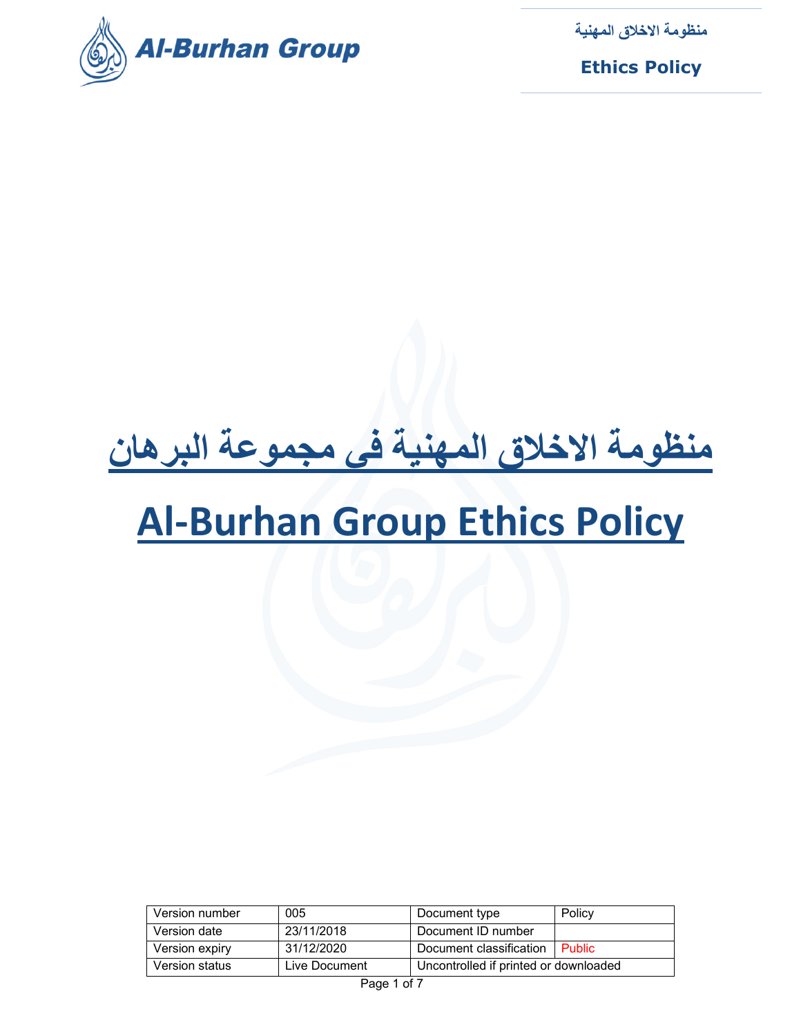# منظومة الاخلاق المهنية فى مجموعة البرهان

# Al-Burhan Group Ethics Policy

| Version number | 005 | Document type | Policy |
|---|---|---|---|
| Version date | 23/11/2018 | Document ID number | |
| Version expiry | 31/12/2020 | Document classification | Public |
| Version status | Live Document | Uncontrolled if printed or downloaded | |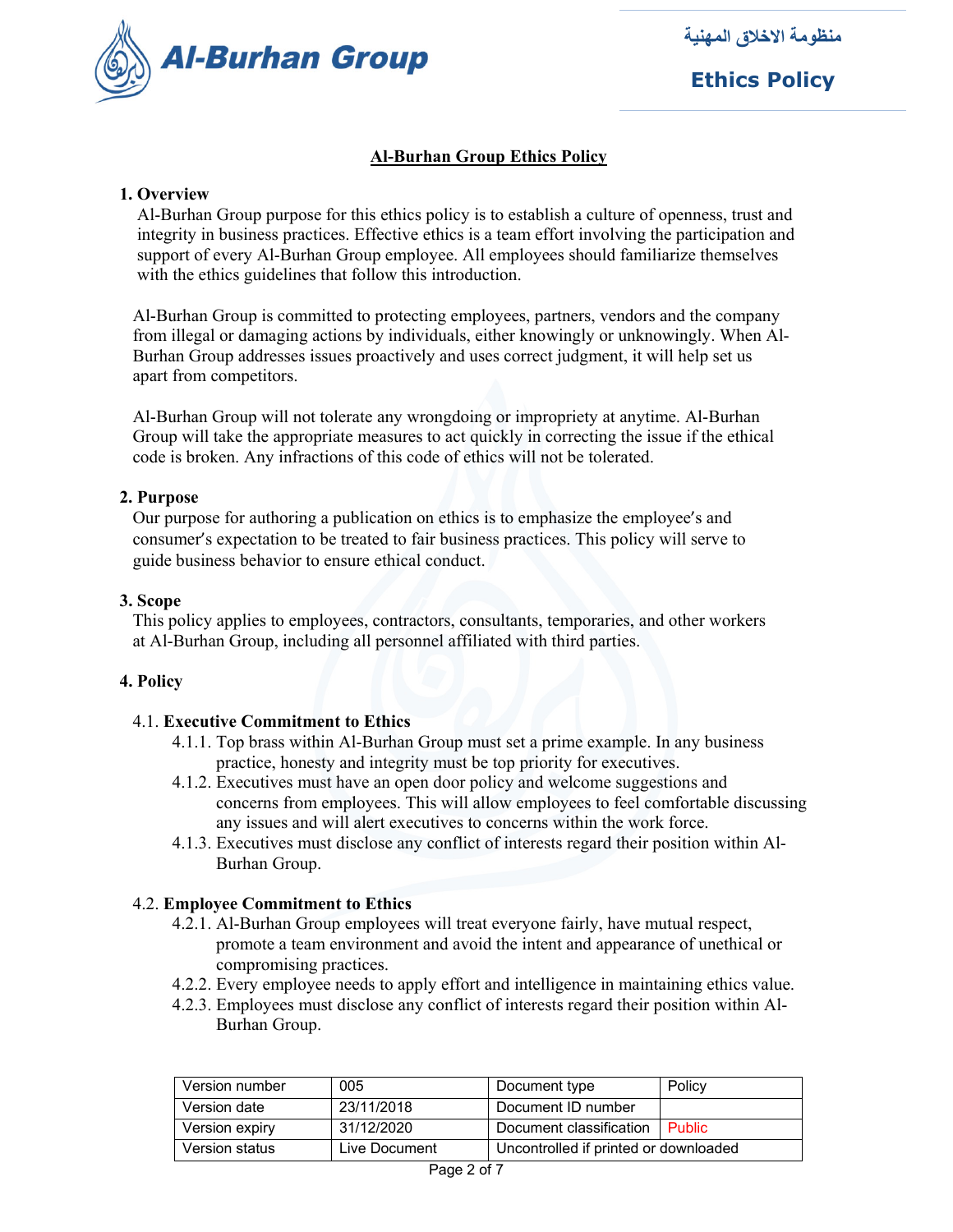# Al-Burhan Group Ethics Policy

## 1. Overview

Al-Burhan Group purpose for this ethics policy is to establish a culture of openness, trust and integrity in business practices. Effective ethics is a team effort involving the participation and support of every Al-Burhan Group employee. All employees should familiarize themselves with the ethics guidelines that follow this introduction.

Al-Burhan Group is committed to protecting employees, partners, vendors and the company from illegal or damaging actions by individuals, either knowingly or unknowingly. When Al-Burhan Group addresses issues proactively and uses correct judgment, it will help set us apart from competitors.

Al-Burhan Group will not tolerate any wrongdoing or impropriety at anytime. Al-Burhan Group will take the appropriate measures to act quickly in correcting the issue if the ethical code is broken. Any infractions of this code of ethics will not be tolerated.

## 2. Purpose

Our purpose for authoring a publication on ethics is to emphasize the employee's and consumer's expectation to be treated to fair business practices. This policy will serve to guide business behavior to ensure ethical conduct.

## 3. Scope

This policy applies to employees, contractors, consultants, temporaries, and other workers at Al-Burhan Group, including all personnel affiliated with third parties.

## 4. Policy

### 4.1. Executive Commitment to Ethics

- 4.1.1. Top brass within Al-Burhan Group must set a prime example. In any business practice, honesty and integrity must be top priority for executives.
- 4.1.2. Executives must have an open door policy and welcome suggestions and concerns from employees. This will allow employees to feel comfortable discussing any issues and will alert executives to concerns within the work force.
- 4.1.3. Executives must disclose any conflict of interests regard their position within Al-Burhan Group.

### 4.2. Employee Commitment to Ethics

- 4.2.1. Al-Burhan Group employees will treat everyone fairly, have mutual respect, promote a team environment and avoid the intent and appearance of unethical or compromising practices.
- 4.2.2. Every employee needs to apply effort and intelligence in maintaining ethics value.
- 4.2.3. Employees must disclose any conflict of interests regard their position within Al-Burhan Group.

| Version number | 005 | Document type | Policy |
|---|---|---|---|
| Version date | 23/11/2018 | Document ID number | |
| Version expiry | 31/12/2020 | Document classification | Public |
| Version status | Live Document | Uncontrolled if printed or downloaded | |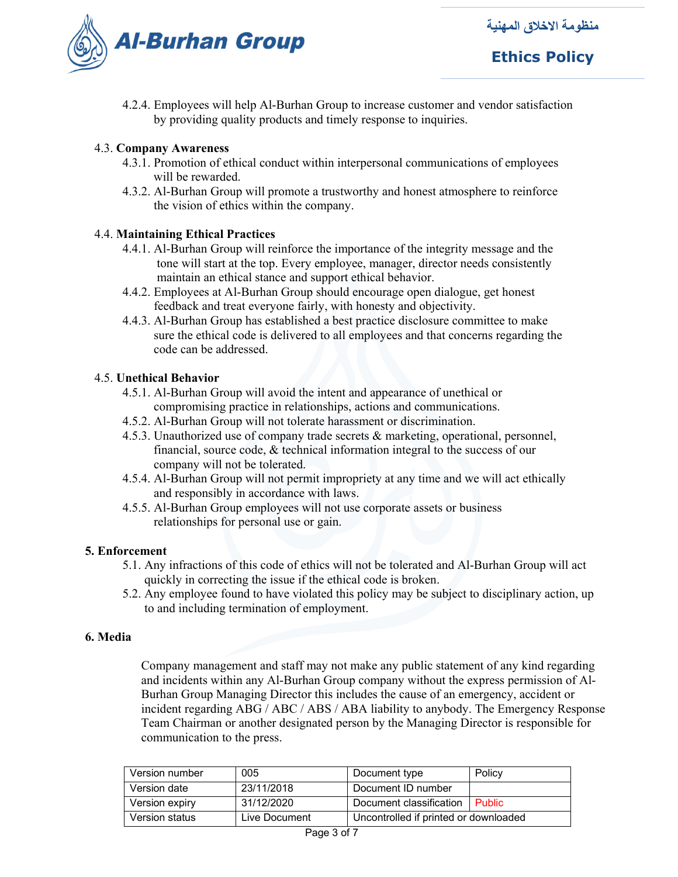4.2.4. Employees will help Al-Burhan Group to increase customer and vendor satisfaction by providing quality products and timely response to inquiries.

4.3. **Company Awareness**

4.3.1. Promotion of ethical conduct within interpersonal communications of employees will be rewarded.

4.3.2. Al-Burhan Group will promote a trustworthy and honest atmosphere to reinforce the vision of ethics within the company.

4.4. **Maintaining Ethical Practices**

4.4.1. Al-Burhan Group will reinforce the importance of the integrity message and the tone will start at the top. Every employee, manager, director needs consistently maintain an ethical stance and support ethical behavior.

4.4.2. Employees at Al-Burhan Group should encourage open dialogue, get honest feedback and treat everyone fairly, with honesty and objectivity.

4.4.3. Al-Burhan Group has established a best practice disclosure committee to make sure the ethical code is delivered to all employees and that concerns regarding the code can be addressed.

4.5. **Unethical Behavior**

4.5.1. Al-Burhan Group will avoid the intent and appearance of unethical or compromising practice in relationships, actions and communications.

4.5.2. Al-Burhan Group will not tolerate harassment or discrimination.

4.5.3. Unauthorized use of company trade secrets & marketing, operational, personnel, financial, source code, & technical information integral to the success of our company will not be tolerated.

4.5.4. Al-Burhan Group will not permit impropriety at any time and we will act ethically and responsibly in accordance with laws.

4.5.5. Al-Burhan Group employees will not use corporate assets or business relationships for personal use or gain.

## 5. Enforcement

5.1. Any infractions of this code of ethics will not be tolerated and Al-Burhan Group will act quickly in correcting the issue if the ethical code is broken.

5.2. Any employee found to have violated this policy may be subject to disciplinary action, up to and including termination of employment.

## 6. Media

Company management and staff may not make any public statement of any kind regarding and incidents within any Al-Burhan Group company without the express permission of Al-Burhan Group Managing Director this includes the cause of an emergency, accident or incident regarding ABG / ABC / ABS / ABA liability to anybody. The Emergency Response Team Chairman or another designated person by the Managing Director is responsible for communication to the press.

| Version number | 005 | Document type | Policy |
|---|---|---|---|
| Version date | 23/11/2018 | Document ID number | |
| Version expiry | 31/12/2020 | Document classification | Public |
| Version status | Live Document | Uncontrolled if printed or downloaded | |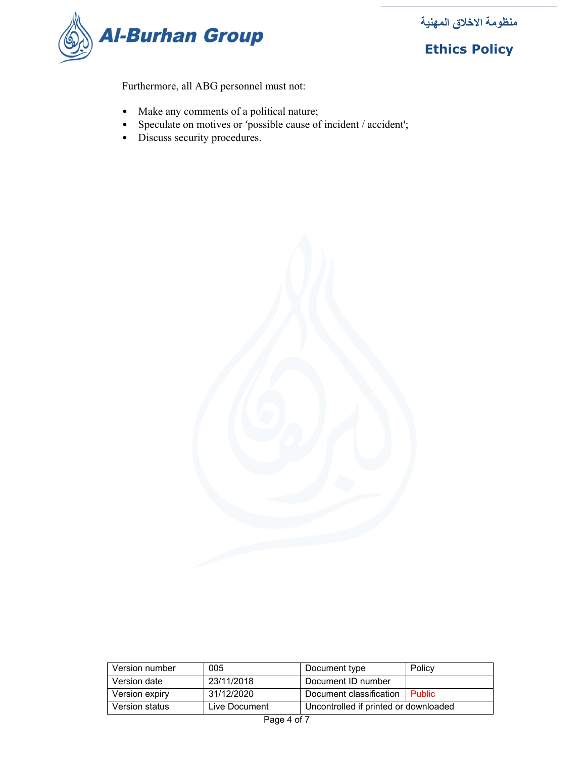Furthermore, all ABG personnel must not:

- Make any comments of a political nature;
- Speculate on motives or ‘possible cause of incident / accident';
- Discuss security procedures.

| Version number | 005 | Document type | Policy |
| --- | --- | --- | --- |
| Version date | 23/11/2018 | Document ID number | |
| Version expiry | 31/12/2020 | Document classification | Public |
| Version status | Live Document | Uncontrolled if printed or downloaded | |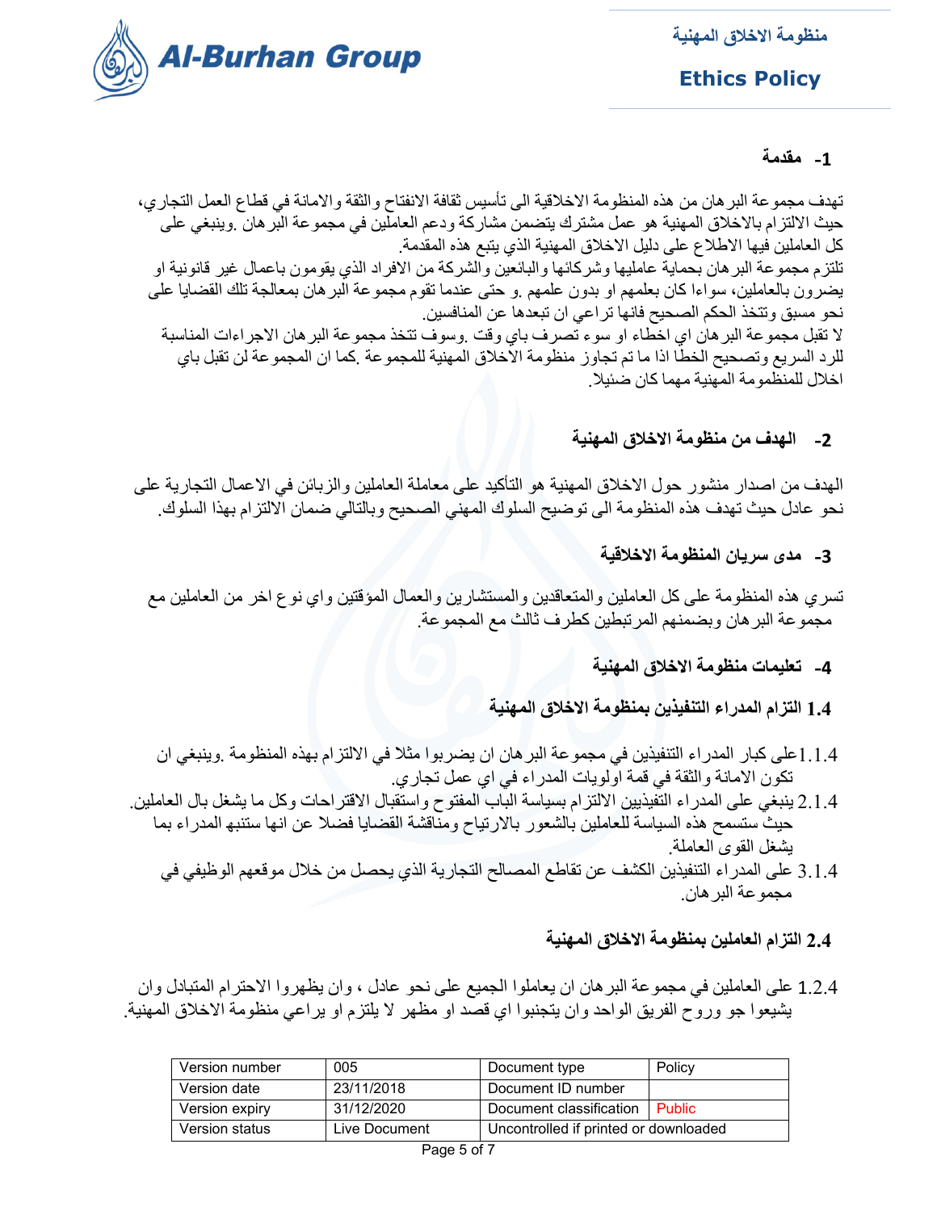## 1- مقدمة

تهدف مجموعة البرهان من هذه المنظومة الاخلاقية الى تأسيس ثقافة الانفتاح والثقة والامانة في قطاع العمل التجاري، حيث الالتزام بالاخلاق المهنية هو عمل مشترك يتضمن مشاركة ودعم العاملين في مجموعة البرهان .وينبغي على كل العاملين فيها الاطلاع على دليل الاخلاق المهنية الذي يتبع هذه المقدمة.

تلتزم مجموعة البرهان بحماية عامليها وشركائها والبائعين والشركة من الافراد الذي يقومون باعمال غير قانونية او يضرون بالعاملين، سواءا كان بعلمهم او بدون علمهم .و حتى عندما تقوم مجموعة البرهان بمعالجة تلك القضايا على نحو مسبق وتتخذ الحكم الصحيح فانها تراعي ان تبعدها عن المنافسين.

لا تقبل مجموعة البرهان اي اخطاء او سوء تصرف باي وقت .وسوف تتخذ مجموعة البرهان الاجراءات المناسبة للرد السريع وتصحيح الخطأ اذا ما تم تجاوز منظومة الاخلاق المهنية للمجموعة .كما ان المجموعة لن تقبل باي اخلال للمنظومة المهنية مهما كان ضئيلا.

## 2- الهدف من منظومة الاخلاق المهنية

الهدف من اصدار منشور حول الاخلاق المهنية هو التأكيد على معاملة العاملين والزبائن في الاعمال التجارية على نحو عادل حيث تهدف هذه المنظومة الى توضيح السلوك المهني الصحيح وبالتالي ضمان الالتزام بهذا السلوك.

## 3- مدى سريان المنظومة الاخلاقية

تسري هذه المنظومة على كل العاملين والمتعاقدين والمستشارين والعمال المؤقتين واي نوع اخر من العاملين مع مجموعة البرهان وبضمنهم المرتبطين كطرف ثالث مع المجموعة.

## 4- تعليمات منظومة الاخلاق المهنية

### 1.4 التزام المدراء التنفيذين بمنظومة الاخلاق المهنية

1.1.4 على كبار المدراء التنفيذين في مجموعة البرهان ان يضربوا مثلا في الالتزام بهذه المنظومة .وينبغي ان تكون الامانة والثقة في قمة اولويات المدراء في اي عمل تجاري.

2.1.4 ينبغي على المدراء التفيذيين الالتزام بسياسة الباب المفتوح واستقبال الاقتراحات وكل ما يشغل بال العاملين. حيث ستسمح هذه السياسة للعاملين بالشعور بالارتياح ومناقشة القضايا فضلا عن انها ستنبه المدراء بما يشغل القوى العاملة.

3.1.4 على المدراء التنفيذين الكشف عن تقاطع المصالح التجارية الذي يحصل من خلال موقعهم الوظيفي في مجموعة البرهان.

### 2.4 التزام العاملين بمنظومة الاخلاق المهنية

1.2.4 على العاملين في مجموعة البرهان ان يعاملوا الجميع على نحو عادل ، وان يظهروا الاحترام المتبادل وان يشيعوا جو وروح الفريق الواحد وان يتجنبوا اي قصد او مظهر لا يلتزم او يراعي منظومة الاخلاق المهنية.

| Version number | 005 | Document type | Policy |
|---|---|---|---|
| Version date | 23/11/2018 | Document ID number | |
| Version expiry | 31/12/2020 | Document classification | Public |
| Version status | Live Document | Uncontrolled if printed or downloaded | |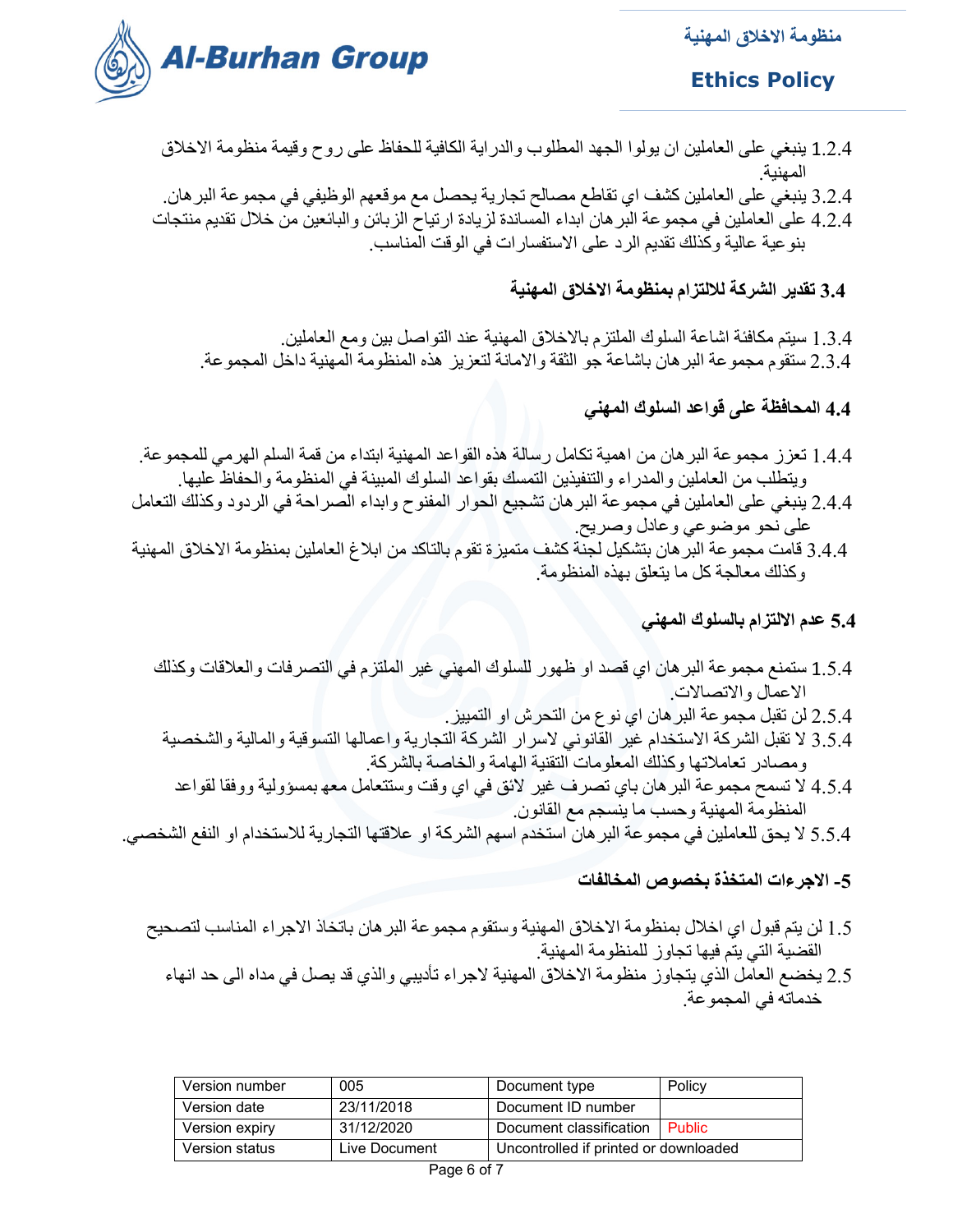1.2.4 ينبغي على العاملين ان يولوا الجهد المطلوب والدراية الكافية للحفاظ على روح وقيمة منظومة الاخلاق المهنية.

3.2.4 ينبغي على العاملين كشف اي تقاطع مصالح تجارية يحصل مع موقعهم الوظيفي في مجموعة البرهان.

4.2.4 على العاملين في مجموعة البرهان ابداء المساندة لزيادة ارتياح الزبائن والبائعين من خلال تقديم منتجات بنوعية عالية وكذلك تقديم الرد على الاستفسارات في الوقت المناسب.

### 3.4 تقدير الشركة للالتزام بمنظومة الاخلاق المهنية

1.3.4 سيتم مكافئة اشاعة السلوك الملتزم بالاخلاق المهنية عند التواصل بين ومع العاملين.

2.3.4 ستقوم مجموعة البرهان باشاعة جو الثقة والامانة لتعزيز هذه المنظومة المهنية داخل المجموعة.

### 4.4 المحافظة على قواعد السلوك المهني

1.4.4 تعزز مجموعة البرهان من اهمية تكامل رسالة هذه القواعد المهنية ابتداء من قمة السلم الهرمي للمجموعة. ويتطلب من العاملين والمدراء والتنفيذين التمسك بقواعد السلوك المبينة في المنظومة والحفاظ عليها.

2.4.4 ينبغي على العاملين في مجموعة البرهان تشجيع الحوار المفنوح وابداء الصراحة في الردود وكذلك التعامل على نحو موضوعي وعادل وصريح.

3.4.4 قامت مجموعة البرهان بتشكيل لجنة كشف متميزة تقوم بالتاكد من ابلاغ العاملين بمنظومة الاخلاق المهنية وكذلك معالجة كل ما يتعلق بهذه المنظومة.

### 5.4 عدم الالتزام بالسلوك المهني

1.5.4 ستمنع مجموعة البرهان اي قصد او ظهور للسلوك المهني غير الملتزم في التصرفات والعلاقات وكذلك الاعمال والاتصالات.

2.5.4 لن تقبل مجموعة البرهان اي نوع من التحرش او التمييز.

3.5.4 لا تقبل الشركة الاستخدام غير القانوني لاسرار الشركة التجارية واعمالها التسوقية والمالية والشخصية ومصادر تعاملاتها وكذلك المعلومات التقنية الهامة والخاصة بالشركة.

4.5.4 لا تسمح مجموعة البرهان باي تصرف غير لائق في اي وقت وستتعامل معه بمسؤولية ووفقا لقواعد المنظومة المهنية وحسب ما ينسجم مع القانون.

5.5.4 لا يحق للعاملين في مجموعة البرهان استخدم اسهم الشركة او علاقتها التجارية للاستخدام او النفع الشخصي.

### 5- الاجراءات المتخذة بخصوص المخالفات

1.5 لن يتم قبول اي اخلال بمنظومة الاخلاق المهنية وستقوم مجموعة البرهان باتخاذ الاجراء المناسب لتصحيح القضية التي يتم فيها تجاوز للمنظومة المهنية.

2.5 يخضع العامل الذي يتجاوز منظومة الاخلاق المهنية لاجراء تأديبي والذي قد يصل في مداه الى حد انهاء خدماته في المجموعة.

| Version number | 005 | Document type | Policy |
|---|---|---|---|
| Version date | 23/11/2018 | Document ID number | |
| Version expiry | 31/12/2020 | Document classification | Public |
| Version status | Live Document | Uncontrolled if printed or downloaded | |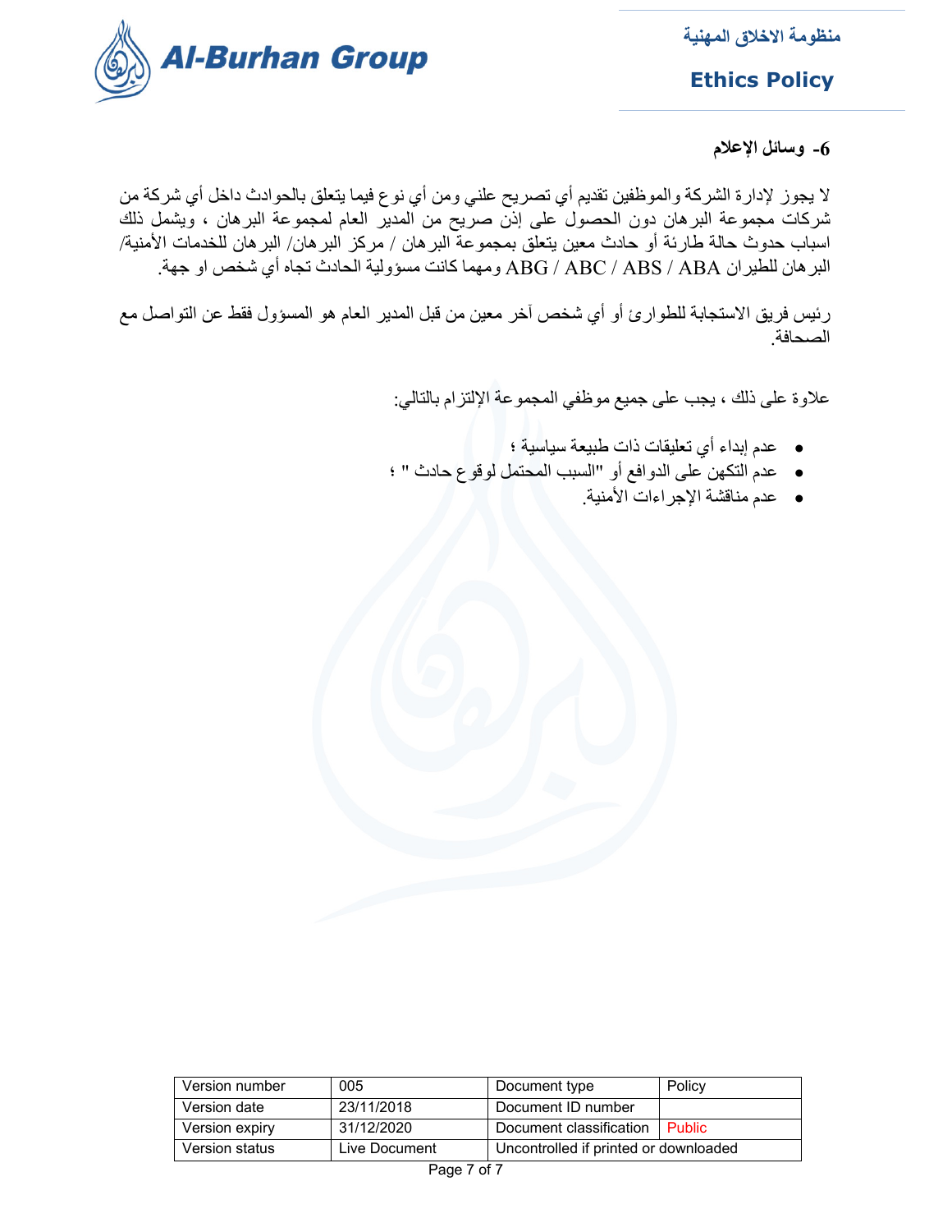## 6- وسائل الإعلام

لا يجوز لإدارة الشركة والموظفين تقديم أي تصريح علني ومن أي نوع فيما يتعلق بالحوادث داخل أي شركة من شركات مجموعة البرهان دون الحصول على إذن صريح من المدير العام لمجموعة البرهان ، ويشمل ذلك اسباب حدوث حالة طارئة أو حادث معين يتعلق بمجموعة البرهان / مركز البرهان/ البرهان للخدمات الأمنية/ البرهان للطيران ABG / ABC / ABS / ABA ومهما كانت مسؤولية الحادث تجاه أي شخص او جهة.

رئيس فريق الاستجابة للطوارئ أو أي شخص آخر معين من قبل المدير العام هو المسؤول فقط عن التواصل مع الصحافة.

علاوة على ذلك ، يجب على جميع موظفي المجموعة الإلتزام بالتالي:

- عدم إبداء أي تعليقات ذات طبيعة سياسية ؛
- عدم التكهن على الدوافع أو "السبب المحتمل لوقوع حادث " ؛
- عدم مناقشة الإجراءات الأمنية.

| | | | |
|---|---|---|---|
| Version number | 005 | Document type | Policy |
| Version date | 23/11/2018 | Document ID number | |
| Version expiry | 31/12/2020 | Document classification | Public |
| Version status | Live Document | Uncontrolled if printed or downloaded | |